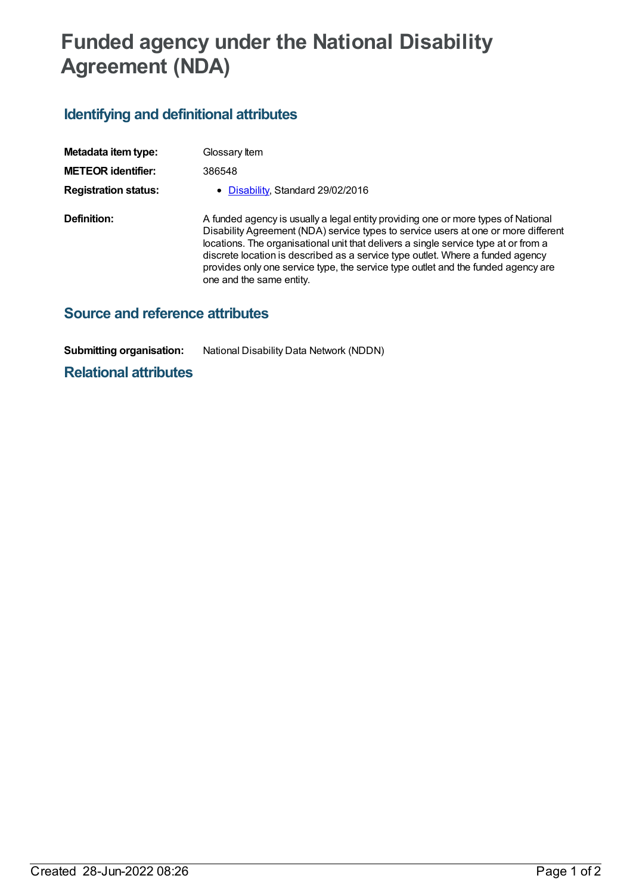# Funded agency under the National Disability Agreement (NDA)

## Identifying and definitional attributes

| | |
|---|---|
| **Metadata item type:** | Glossary Item |
| **METEOR identifier:** | 386548 |
| **Registration status:** | • Disability, Standard 29/02/2016 |
| **Definition:** | A funded agency is usually a legal entity providing one or more types of National Disability Agreement (NDA) service types to service users at one or more different locations. The organisational unit that delivers a single service type at or from a discrete location is described as a service type outlet. Where a funded agency provides only one service type, the service type outlet and the funded agency are one and the same entity. |

## Source and reference attributes

| | |
|---|---|
| **Submitting organisation:** | National Disability Data Network (NDDN) |

## Relational attributes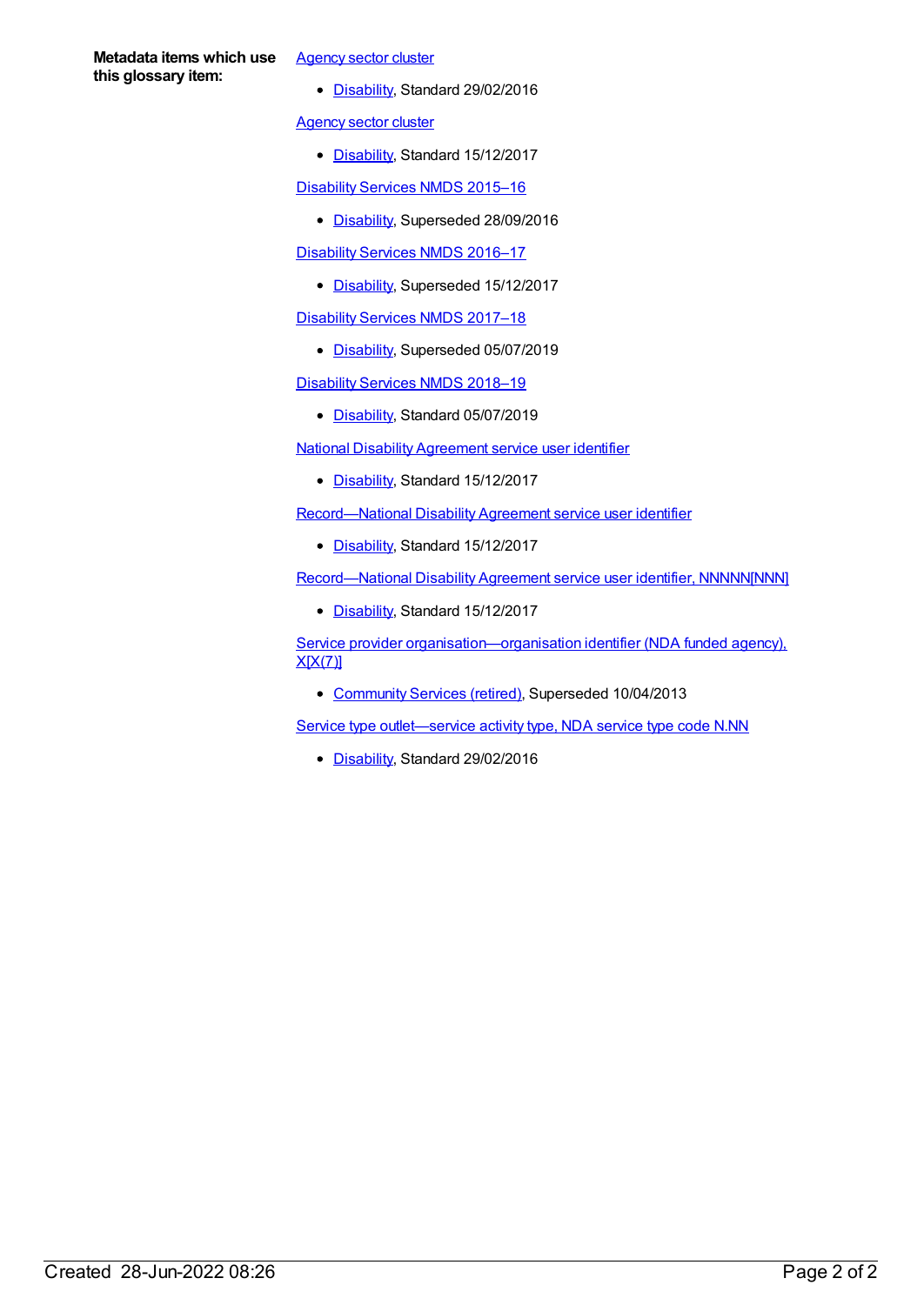**Metadata items which use this glossary item:**

Agency sector cluster

- Disability, Standard 29/02/2016

Agency sector cluster

- Disability, Standard 15/12/2017

Disability Services NMDS 2015–16

- Disability, Superseded 28/09/2016

Disability Services NMDS 2016–17

- Disability, Superseded 15/12/2017

Disability Services NMDS 2017–18

- Disability, Superseded 05/07/2019

Disability Services NMDS 2018–19

- Disability, Standard 05/07/2019

National Disability Agreement service user identifier

- Disability, Standard 15/12/2017

Record—National Disability Agreement service user identifier

- Disability, Standard 15/12/2017

Record—National Disability Agreement service user identifier, NNNNN[NNN]

- Disability, Standard 15/12/2017

Service provider organisation—organisation identifier (NDA funded agency), X[X(7)]

- Community Services (retired), Superseded 10/04/2013

Service type outlet—service activity type, NDA service type code N.NN

- Disability, Standard 29/02/2016

Created 28-Jun-2022 08:26